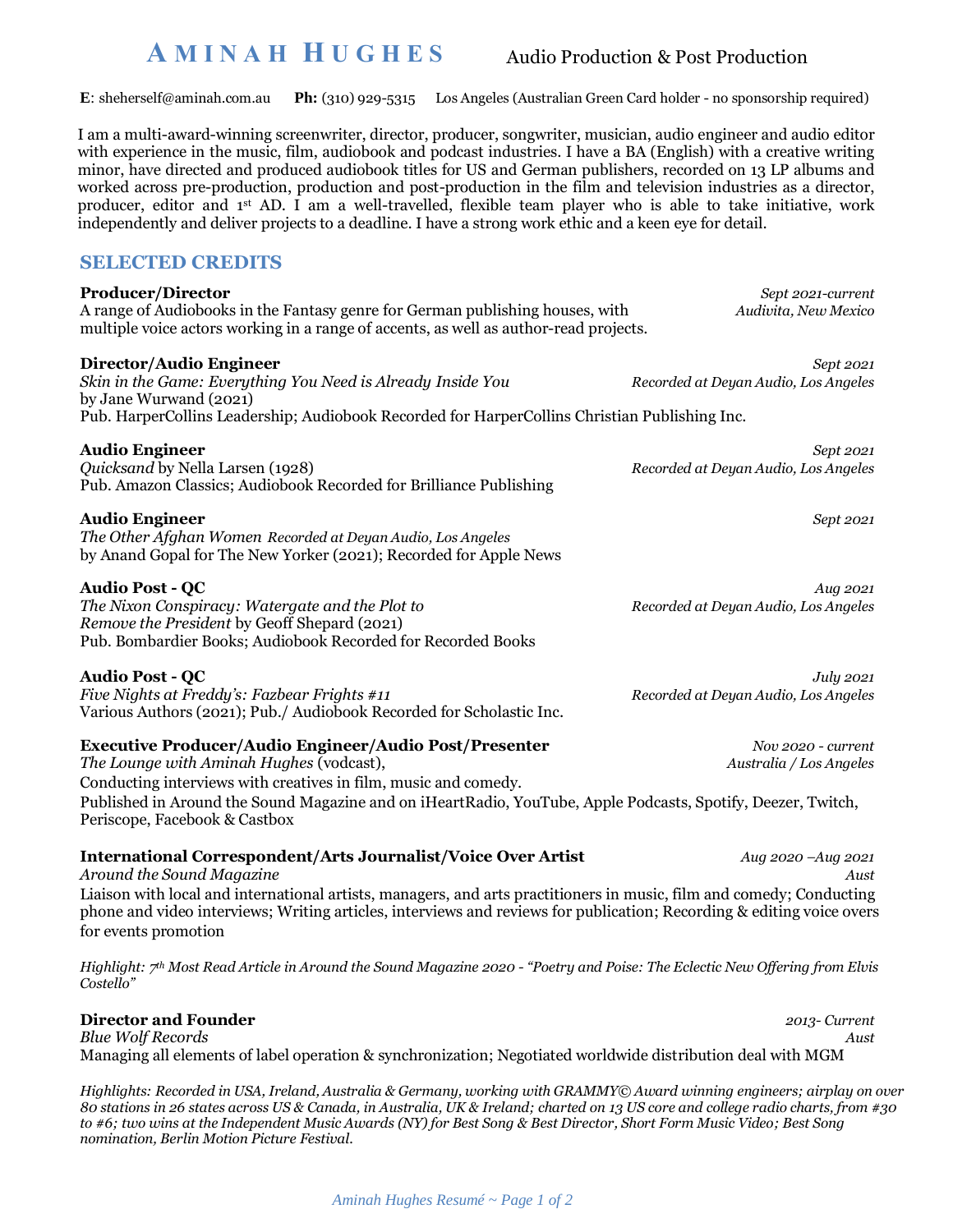# AMINAH HUGHES

Audio Production & Post Production

**E**: sheherself@aminah.com.au **Ph:** (310) 929-5315 Los Angeles (Australian Green Card holder - no sponsorship required)

I am a multi-award-winning screenwriter, director, producer, songwriter, musician, audio engineer and audio editor with experience in the music, film, audiobook and podcast industries. I have a BA (English) with a creative writing minor, have directed and produced audiobook titles for US and German publishers, recorded on 13 LP albums and worked across pre-production, production and post-production in the film and television industries as a director, producer, editor and 1st AD. I am a well-travelled, flexible team player who is able to take initiative, work independently and deliver projects to a deadline. I have a strong work ethic and a keen eye for detail.

## SELECTED CREDITS

**Producer/Director** — *Sept 2021-current*
*Audivita, New Mexico*
A range of Audiobooks in the Fantasy genre for German publishing houses, with multiple voice actors working in a range of accents, as well as author-read projects.

**Director/Audio Engineer** — *Sept 2021*
*Skin in the Game: Everything You Need is Already Inside You* by Jane Wurwand (2021) — *Recorded at Deyan Audio, Los Angeles*
Pub. HarperCollins Leadership; Audiobook Recorded for HarperCollins Christian Publishing Inc.

**Audio Engineer** — *Sept 2021*
*Quicksand* by Nella Larsen (1928) — *Recorded at Deyan Audio, Los Angeles*
Pub. Amazon Classics; Audiobook Recorded for Brilliance Publishing

**Audio Engineer** — *Sept 2021*
*The Other Afghan Women* *Recorded at Deyan Audio, Los Angeles*
by Anand Gopal for The New Yorker (2021); Recorded for Apple News

**Audio Post - QC** — *Aug 2021*
*The Nixon Conspiracy: Watergate and the Plot to Remove the President* by Geoff Shepard (2021) — *Recorded at Deyan Audio, Los Angeles*
Pub. Bombardier Books; Audiobook Recorded for Recorded Books

**Audio Post - QC** — *July 2021*
*Five Nights at Freddy's: Fazbear Frights #11* — *Recorded at Deyan Audio, Los Angeles*
Various Authors (2021); Pub./ Audiobook Recorded for Scholastic Inc.

**Executive Producer/Audio Engineer/Audio Post/Presenter** — *Nov 2020 - current*
*The Lounge with Aminah Hughes* (vodcast), — *Australia / Los Angeles*
Conducting interviews with creatives in film, music and comedy.
Published in Around the Sound Magazine and on iHeartRadio, YouTube, Apple Podcasts, Spotify, Deezer, Twitch, Periscope, Facebook & Castbox

**International Correspondent/Arts Journalist/Voice Over Artist** — *Aug 2020 –Aug 2021*
*Around the Sound Magazine* — *Aust*
Liaison with local and international artists, managers, and arts practitioners in music, film and comedy; Conducting phone and video interviews; Writing articles, interviews and reviews for publication; Recording & editing voice overs for events promotion

*Highlight: 7th Most Read Article in Around the Sound Magazine 2020 - "Poetry and Poise: The Eclectic New Offering from Elvis Costello"*

**Director and Founder** — *2013- Current*
*Blue Wolf Records* — *Aust*
Managing all elements of label operation & synchronization; Negotiated worldwide distribution deal with MGM

*Highlights: Recorded in USA, Ireland, Australia & Germany, working with GRAMMY© Award winning engineers; airplay on over 80 stations in 26 states across US & Canada, in Australia, UK & Ireland; charted on 13 US core and college radio charts, from #30 to #6; two wins at the Independent Music Awards (NY) for Best Song & Best Director, Short Form Music Video; Best Song nomination, Berlin Motion Picture Festival.*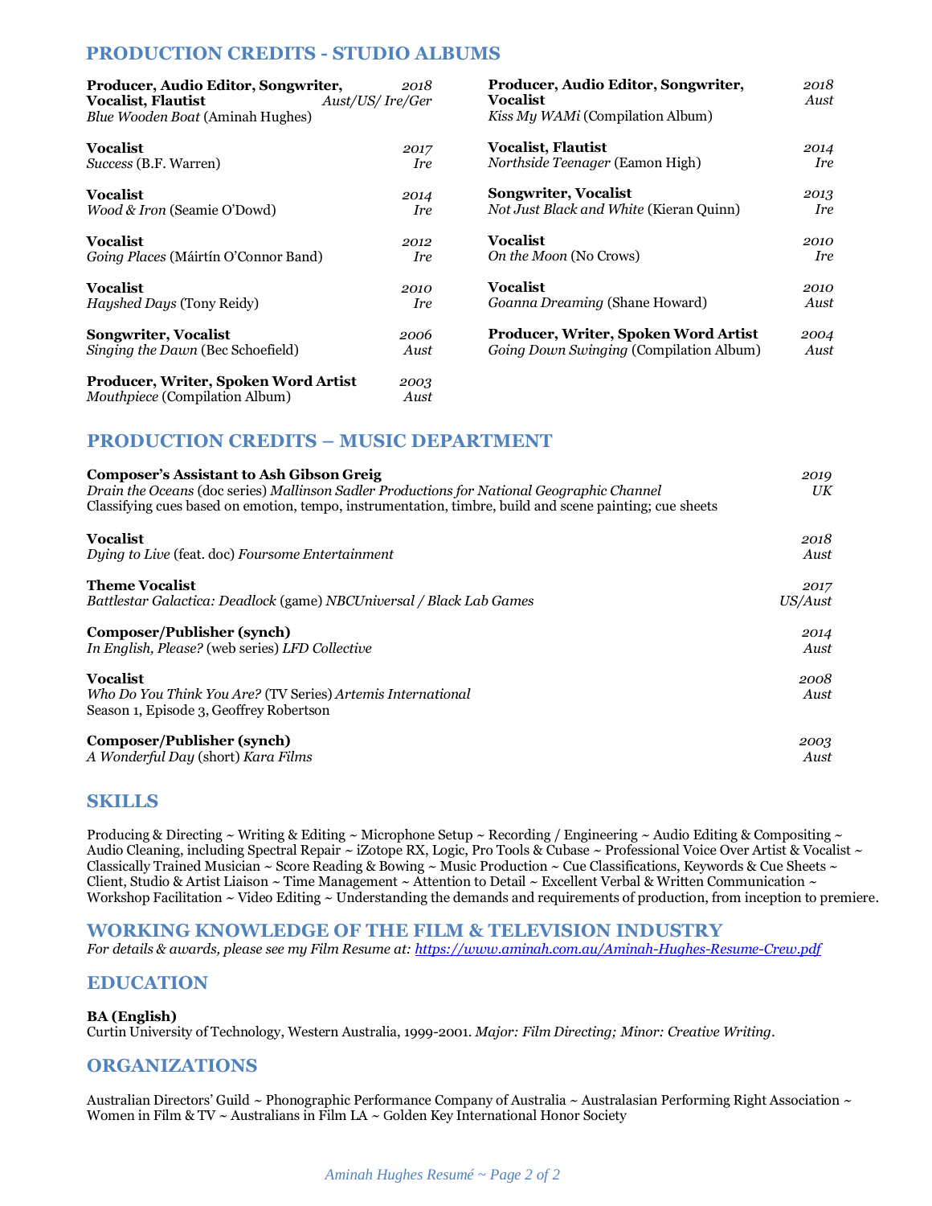## PRODUCTION CREDITS - STUDIO ALBUMS

**Producer, Audio Editor, Songwriter, Vocalist, Flautist** — 2018, *Aust/US/ Ire/Ger*
*Blue Wooden Boat* (Aminah Hughes)

**Vocalist** — 2017, *Ire*
*Success* (B.F. Warren)

**Vocalist** — 2014, *Ire*
*Wood & Iron* (Seamie O'Dowd)

**Vocalist** — 2012, *Ire*
*Going Places* (Máirtín O'Connor Band)

**Vocalist** — 2010, *Ire*
*Hayshed Days* (Tony Reidy)

**Songwriter, Vocalist** — 2006, *Aust*
*Singing the Dawn* (Bec Schoefield)

**Producer, Writer, Spoken Word Artist** — 2003, *Aust*
*Mouthpiece* (Compilation Album)

**Producer, Audio Editor, Songwriter, Vocalist** — 2018, *Aust*
*Kiss My WAMi* (Compilation Album)

**Vocalist, Flautist** — 2014, *Ire*
*Northside Teenager* (Eamon High)

**Songwriter, Vocalist** — 2013, *Ire*
*Not Just Black and White* (Kieran Quinn)

**Vocalist** — 2010, *Ire*
*On the Moon* (No Crows)

**Vocalist** — 2010, *Aust*
*Goanna Dreaming* (Shane Howard)

**Producer, Writer, Spoken Word Artist** — 2004, *Aust*
*Going Down Swinging* (Compilation Album)

## PRODUCTION CREDITS – MUSIC DEPARTMENT

**Composer's Assistant to Ash Gibson Greig** — 2019, *UK*
*Drain the Oceans* (doc series) *Mallinson Sadler Productions for National Geographic Channel*
Classifying cues based on emotion, tempo, instrumentation, timbre, build and scene painting; cue sheets

**Vocalist** — 2018, *Aust*
*Dying to Live* (feat. doc) *Foursome Entertainment*

**Theme Vocalist** — 2017, *US/Aust*
*Battlestar Galactica: Deadlock* (game) *NBCUniversal / Black Lab Games*

**Composer/Publisher (synch)** — 2014, *Aust*
*In English, Please?* (web series) *LFD Collective*

**Vocalist** — 2008, *Aust*
*Who Do You Think You Are?* (TV Series) *Artemis International*
Season 1, Episode 3, Geoffrey Robertson

**Composer/Publisher (synch)** — 2003, *Aust*
*A Wonderful Day* (short) *Kara Films*

## SKILLS

Producing & Directing ~ Writing & Editing ~ Microphone Setup ~ Recording / Engineering ~ Audio Editing & Compositing ~ Audio Cleaning, including Spectral Repair ~ iZotope RX, Logic, Pro Tools & Cubase ~ Professional Voice Over Artist & Vocalist ~ Classically Trained Musician ~ Score Reading & Bowing ~ Music Production ~ Cue Classifications, Keywords & Cue Sheets ~ Client, Studio & Artist Liaison ~ Time Management ~ Attention to Detail ~ Excellent Verbal & Written Communication ~ Workshop Facilitation ~ Video Editing ~ Understanding the demands and requirements of production, from inception to premiere.

## WORKING KNOWLEDGE OF THE FILM & TELEVISION INDUSTRY

*For details & awards, please see my Film Resume at: https://www.aminah.com.au/Aminah-Hughes-Resume-Crew.pdf*

## EDUCATION

**BA (English)**
Curtin University of Technology, Western Australia, 1999-2001. *Major: Film Directing; Minor: Creative Writing*.

## ORGANIZATIONS

Australian Directors' Guild ~ Phonographic Performance Company of Australia ~ Australasian Performing Right Association ~ Women in Film & TV ~ Australians in Film LA ~ Golden Key International Honor Society